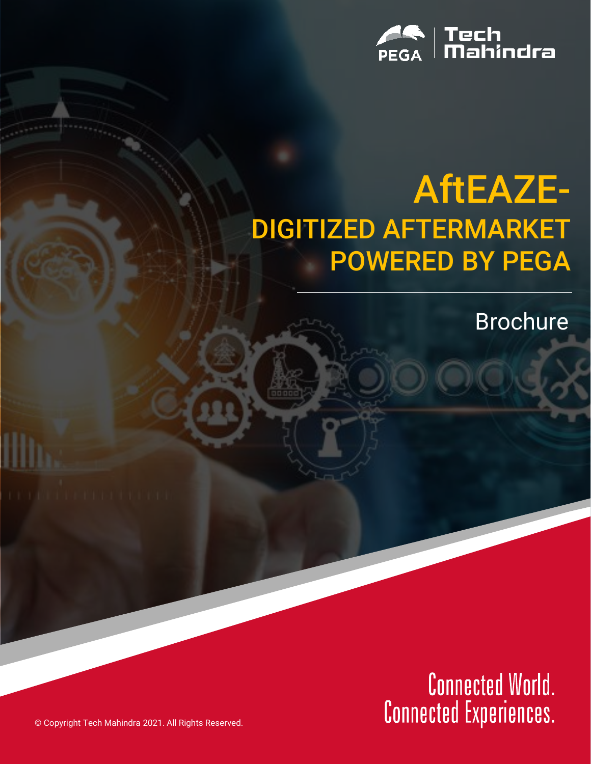PEGA | Tech Mahindra

# AftEAZE- DIGITIZED AFTERMARKET POWERED BY PEGA

Brochure

Connected World.
Connected Experiences.

© Copyright Tech Mahindra 2021. All Rights Reserved.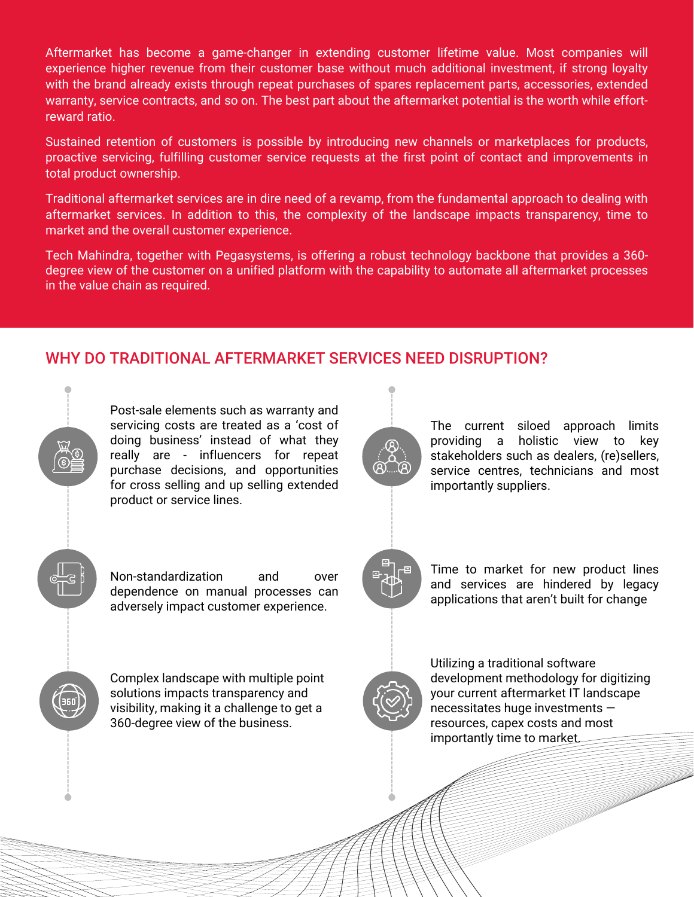Aftermarket has become a game-changer in extending customer lifetime value. Most companies will experience higher revenue from their customer base without much additional investment, if strong loyalty with the brand already exists through repeat purchases of spares replacement parts, accessories, extended warranty, service contracts, and so on. The best part about the aftermarket potential is the worth while effort-reward ratio.

Sustained retention of customers is possible by introducing new channels or marketplaces for products, proactive servicing, fulfilling customer service requests at the first point of contact and improvements in total product ownership.

Traditional aftermarket services are in dire need of a revamp, from the fundamental approach to dealing with aftermarket services. In addition to this, the complexity of the landscape impacts transparency, time to market and the overall customer experience.

Tech Mahindra, together with Pegasystems, is offering a robust technology backbone that provides a 360-degree view of the customer on a unified platform with the capability to automate all aftermarket processes in the value chain as required.

## WHY DO TRADITIONAL AFTERMARKET SERVICES NEED DISRUPTION?

- Post-sale elements such as warranty and servicing costs are treated as a 'cost of doing business' instead of what they really are - influencers for repeat purchase decisions, and opportunities for cross selling and up selling extended product or service lines.

- Non-standardization and over dependence on manual processes can adversely impact customer experience.

- Complex landscape with multiple point solutions impacts transparency and visibility, making it a challenge to get a 360-degree view of the business.

- The current siloed approach limits providing a holistic view to key stakeholders such as dealers, (re)sellers, service centres, technicians and most importantly suppliers.

- Time to market for new product lines and services are hindered by legacy applications that aren't built for change

- Utilizing a traditional software development methodology for digitizing your current aftermarket IT landscape necessitates huge investments — resources, capex costs and most importantly time to market.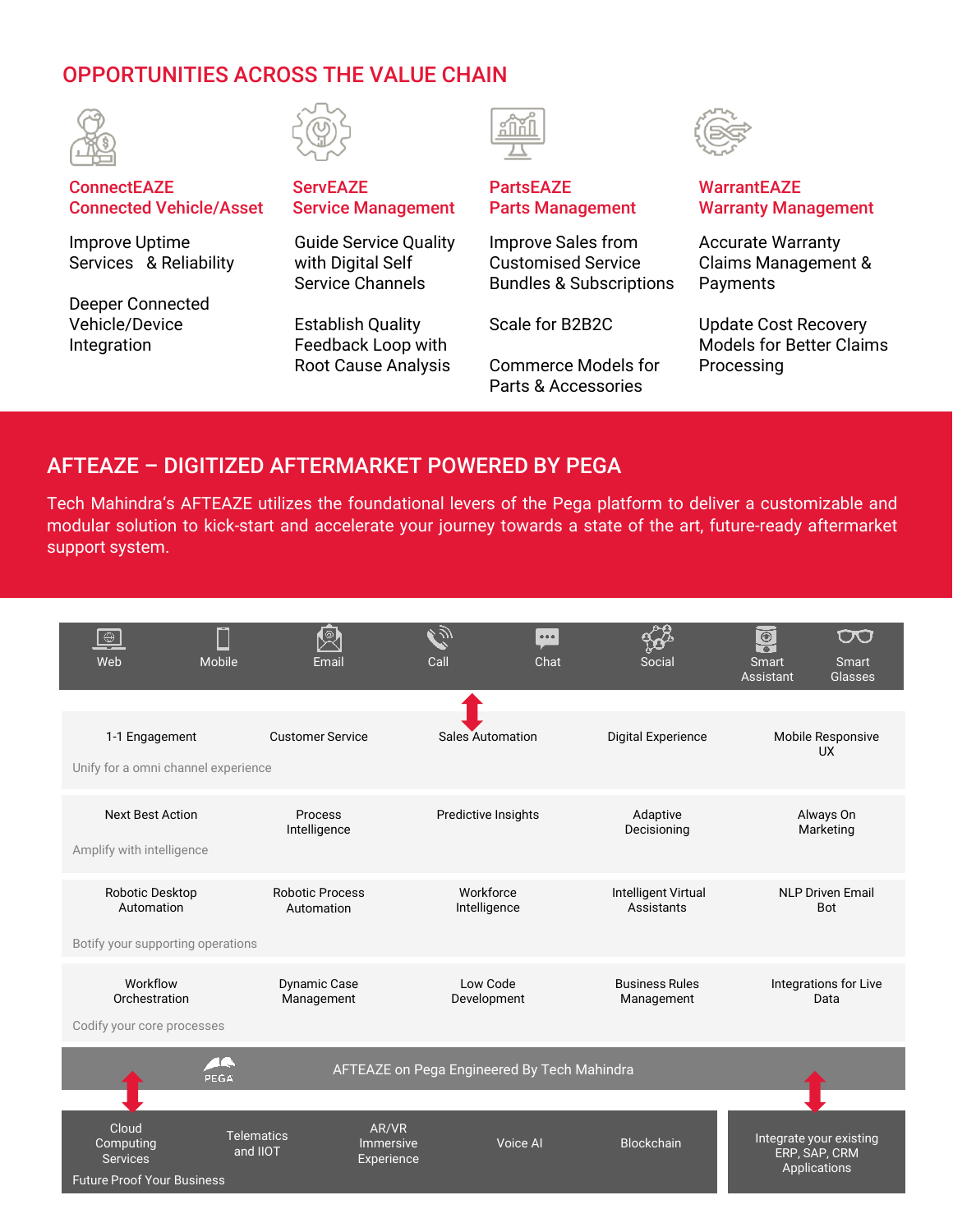## OPPORTUNITIES ACROSS THE VALUE CHAIN

### ConnectEAZE
### Connected Vehicle/Asset

Improve Uptime Services & Reliability

Deeper Connected Vehicle/Device Integration

### ServEAZE
### Service Management

Guide Service Quality with Digital Self Service Channels

Establish Quality Feedback Loop with Root Cause Analysis

### PartsEAZE
### Parts Management

Improve Sales from Customised Service Bundles & Subscriptions

Scale for B2B2C

Commerce Models for Parts & Accessories

### WarrantEAZE
### Warranty Management

Accurate Warranty Claims Management & Payments

Update Cost Recovery Models for Better Claims Processing

## AFTEAZE – DIGITIZED AFTERMARKET POWERED BY PEGA

Tech Mahindra's AFTEAZE utilizes the foundational levers of the Pega platform to deliver a customizable and modular solution to kick-start and accelerate your journey towards a state of the art, future-ready aftermarket support system.

Web | Mobile | Email | Call | Chat | Social | Smart Assistant | Smart Glasses

**Unify for a omni channel experience**
- 1-1 Engagement
- Customer Service
- Sales Automation
- Digital Experience
- Mobile Responsive UX

**Amplify with intelligence**
- Next Best Action
- Process Intelligence
- Predictive Insights
- Adaptive Decisioning
- Always On Marketing

**Botify your supporting operations**
- Robotic Desktop Automation
- Robotic Process Automation
- Workforce Intelligence
- Intelligent Virtual Assistants
- NLP Driven Email Bot

**Codify your core processes**
- Workflow Orchestration
- Dynamic Case Management
- Low Code Development
- Business Rules Management
- Integrations for Live Data

PEGA — AFTEAZE on Pega Engineered By Tech Mahindra

**Future Proof Your Business**
- Cloud Computing Services
- Telematics and IIOT
- AR/VR Immersive Experience
- Voice AI
- Blockchain

Integrate your existing ERP, SAP, CRM Applications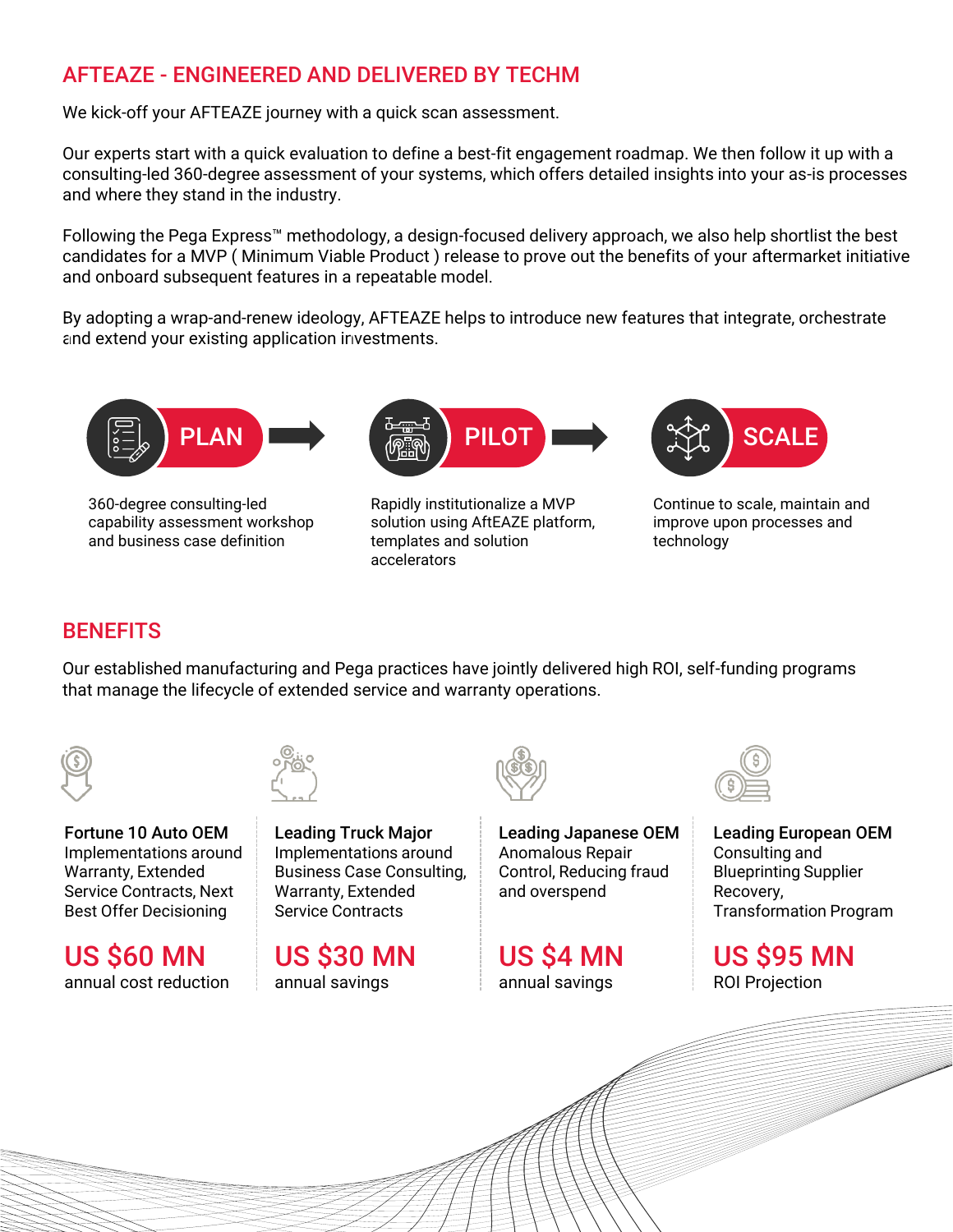## AFTEAZE - ENGINEERED AND DELIVERED BY TECHM

We kick-off your AFTEAZE journey with a quick scan assessment.

Our experts start with a quick evaluation to define a best-fit engagement roadmap. We then follow it up with a consulting-led 360-degree assessment of your systems, which offers detailed insights into your as-is processes and where they stand in the industry.

Following the Pega Express™ methodology, a design-focused delivery approach, we also help shortlist the best candidates for a MVP ( Minimum Viable Product ) release to prove out the benefits of your aftermarket initiative and onboard subsequent features in a repeatable model.

By adopting a wrap-and-renew ideology, AFTEAZE helps to introduce new features that integrate, orchestrate and extend your existing application investments.

**PLAN** → **PILOT** → **SCALE**

**PLAN**: 360-degree consulting-led capability assessment workshop and business case definition

**PILOT**: Rapidly institutionalize a MVP solution using AftEAZE platform, templates and solution accelerators

**SCALE**: Continue to scale, maintain and improve upon processes and technology

## BENEFITS

Our established manufacturing and Pega practices have jointly delivered high ROI, self-funding programs that manage the lifecycle of extended service and warranty operations.

**Fortune 10 Auto OEM**
Implementations around Warranty, Extended Service Contracts, Next Best Offer Decisioning

**US $60 MN**
annual cost reduction

**Leading Truck Major**
Implementations around Business Case Consulting, Warranty, Extended Service Contracts

**US $30 MN**
annual savings

**Leading Japanese OEM**
Anomalous Repair Control, Reducing fraud and overspend

**US $4 MN**
annual savings

**Leading European OEM**
Consulting and Blueprinting Supplier Recovery, Transformation Program

**US $95 MN**
ROI Projection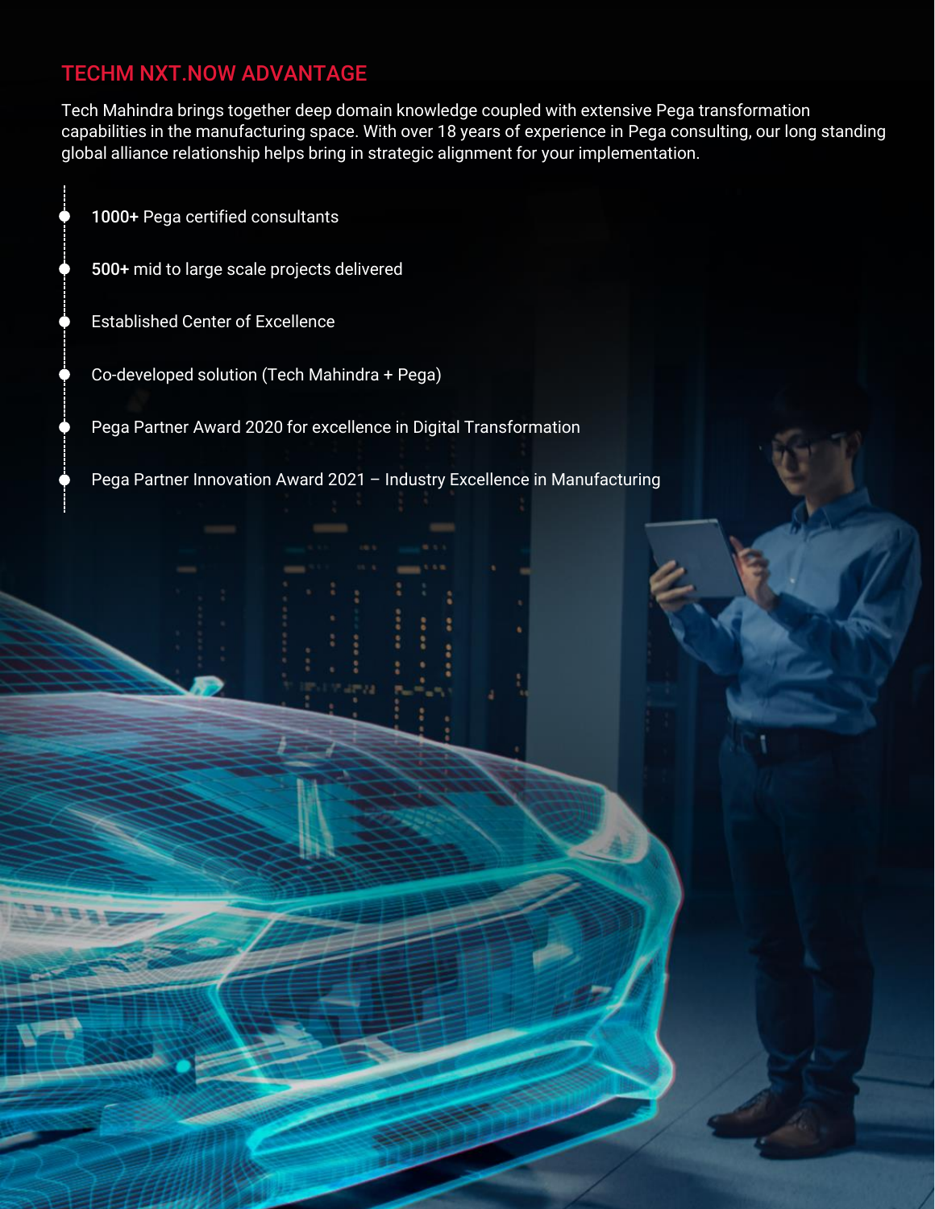## TECHM NXT.NOW ADVANTAGE

Tech Mahindra brings together deep domain knowledge coupled with extensive Pega transformation capabilities in the manufacturing space. With over 18 years of experience in Pega consulting, our long standing global alliance relationship helps bring in strategic alignment for your implementation.

- **1000+** Pega certified consultants
- **500+** mid to large scale projects delivered
- Established Center of Excellence
- Co-developed solution (Tech Mahindra + Pega)
- Pega Partner Award 2020 for excellence in Digital Transformation
- Pega Partner Innovation Award 2021 – Industry Excellence in Manufacturing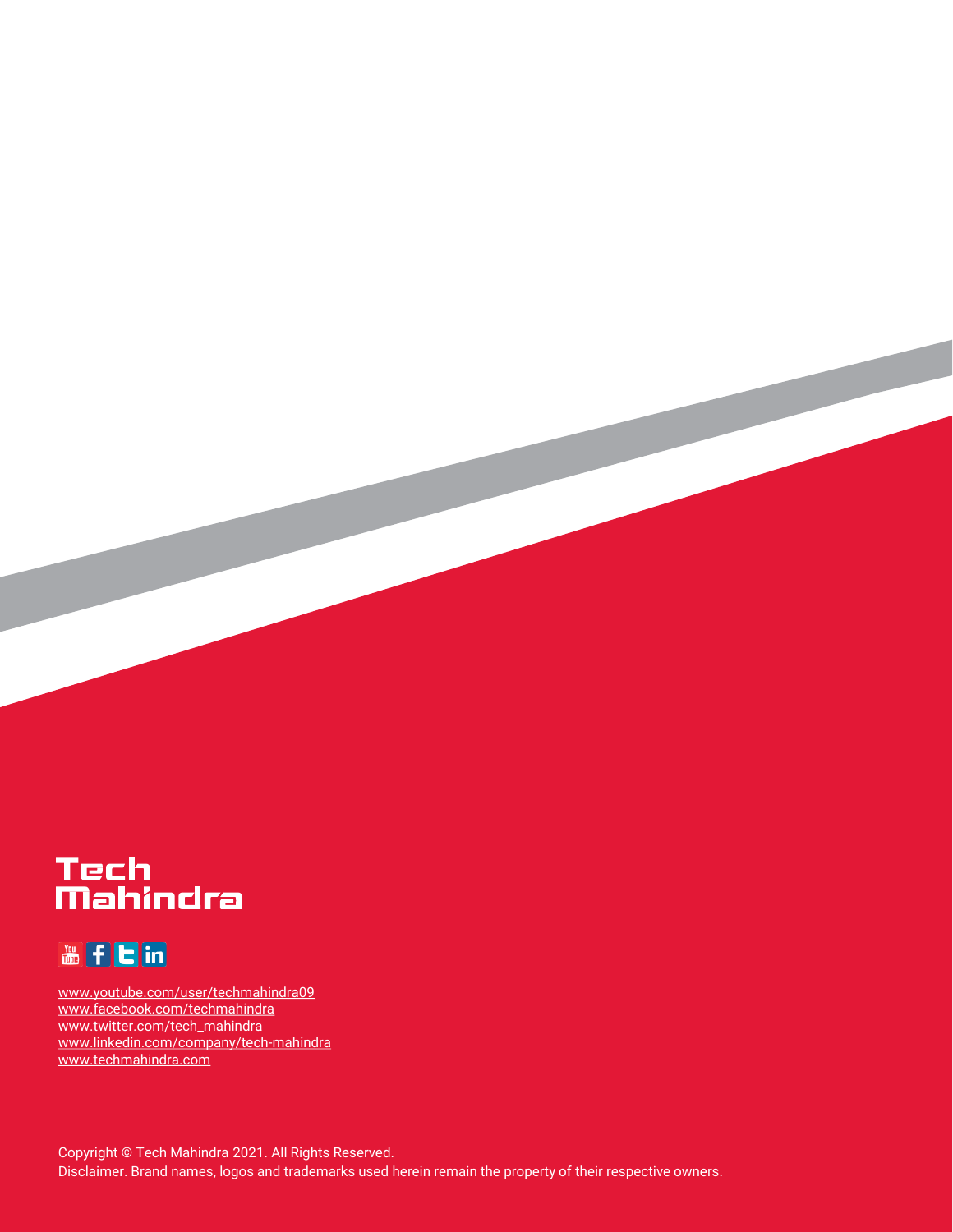Tech
Mahindra

www.youtube.com/user/techmahindra09
www.facebook.com/techmahindra
www.twitter.com/tech_mahindra
www.linkedin.com/company/tech-mahindra
www.techmahindra.com

Copyright © Tech Mahindra 2021. All Rights Reserved.
Disclaimer. Brand names, logos and trademarks used herein remain the property of their respective owners.